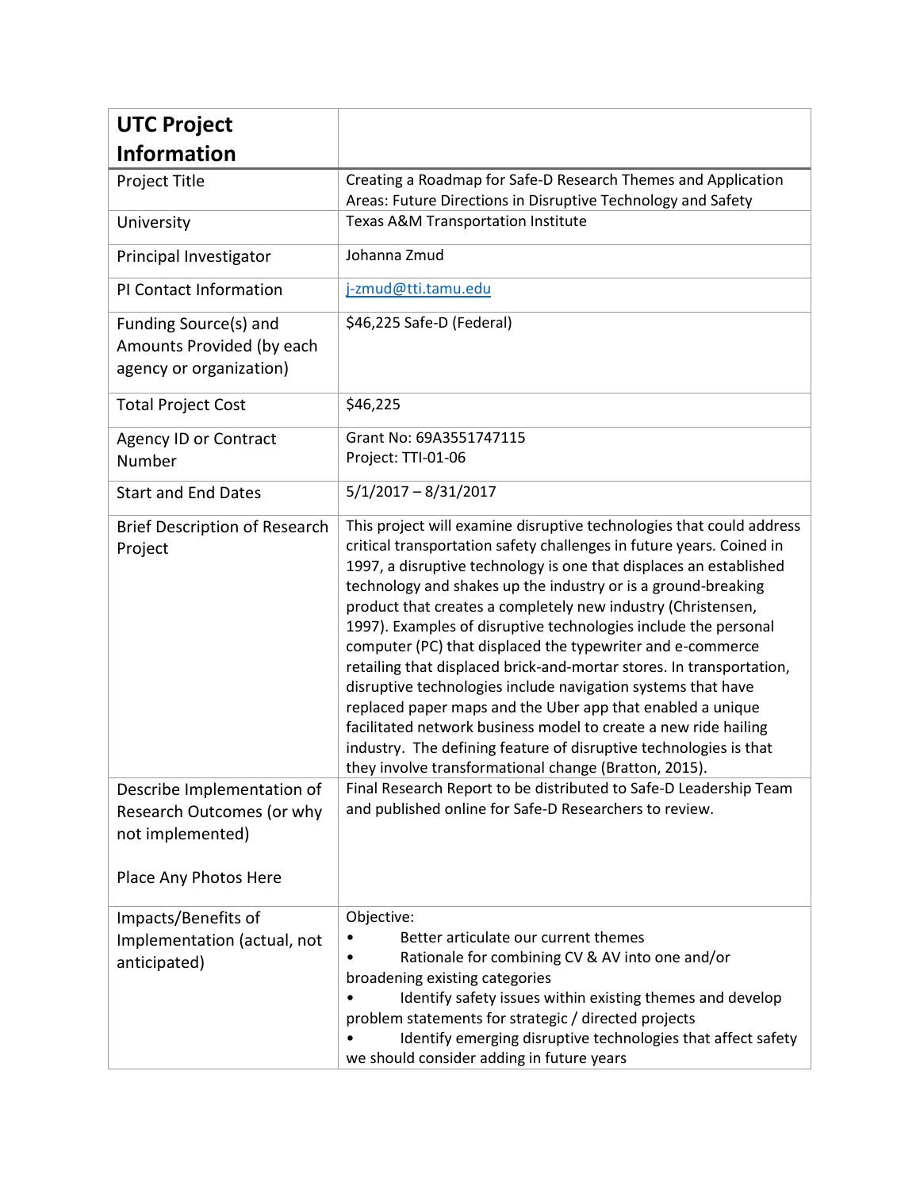| UTC Project Information | |
|---|---|
| Project Title | Creating a Roadmap for Safe-D Research Themes and Application Areas: Future Directions in Disruptive Technology and Safety |
| University | Texas A&M Transportation Institute |
| Principal Investigator | Johanna Zmud |
| PI Contact Information | j-zmud@tti.tamu.edu |
| Funding Source(s) and Amounts Provided (by each agency or organization) | $46,225 Safe-D (Federal) |
| Total Project Cost | $46,225 |
| Agency ID or Contract Number | Grant No: 69A3551747115<br>Project: TTI-01-06 |
| Start and End Dates | 5/1/2017 – 8/31/2017 |
| Brief Description of Research Project | This project will examine disruptive technologies that could address critical transportation safety challenges in future years. Coined in 1997, a disruptive technology is one that displaces an established technology and shakes up the industry or is a ground-breaking product that creates a completely new industry (Christensen, 1997). Examples of disruptive technologies include the personal computer (PC) that displaced the typewriter and e-commerce retailing that displaced brick-and-mortar stores. In transportation, disruptive technologies include navigation systems that have replaced paper maps and the Uber app that enabled a unique facilitated network business model to create a new ride hailing industry. The defining feature of disruptive technologies is that they involve transformational change (Bratton, 2015). |
| Describe Implementation of Research Outcomes (or why not implemented)<br><br>Place Any Photos Here | Final Research Report to be distributed to Safe-D Leadership Team and published online for Safe-D Researchers to review. |
| Impacts/Benefits of Implementation (actual, not anticipated) | Objective:<br>• Better articulate our current themes<br>• Rationale for combining CV & AV into one and/or broadening existing categories<br>• Identify safety issues within existing themes and develop problem statements for strategic / directed projects<br>• Identify emerging disruptive technologies that affect safety we should consider adding in future years |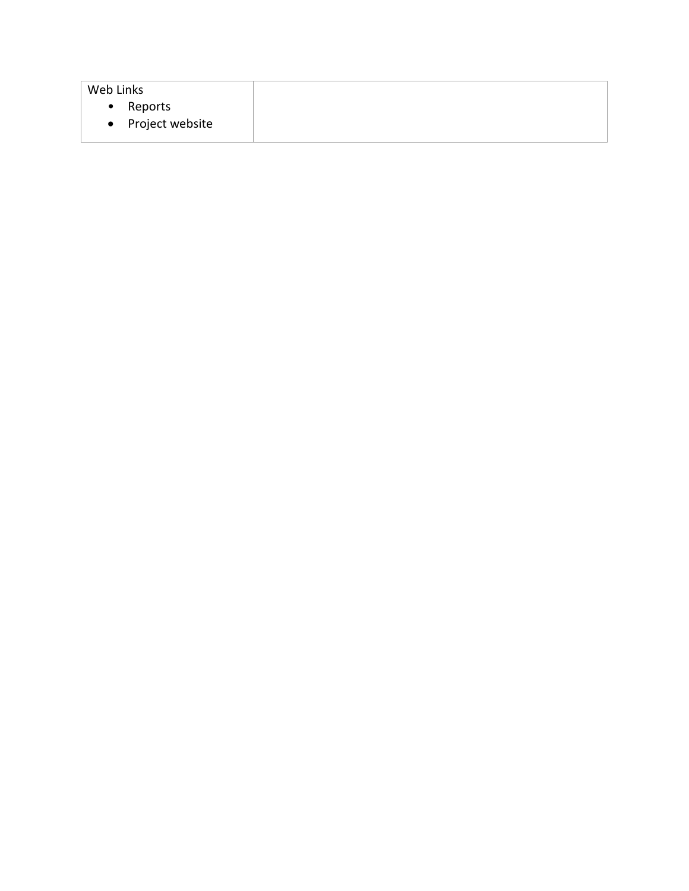| | |
|---|---|
| Web Links<br>• Reports<br>• Project website | |